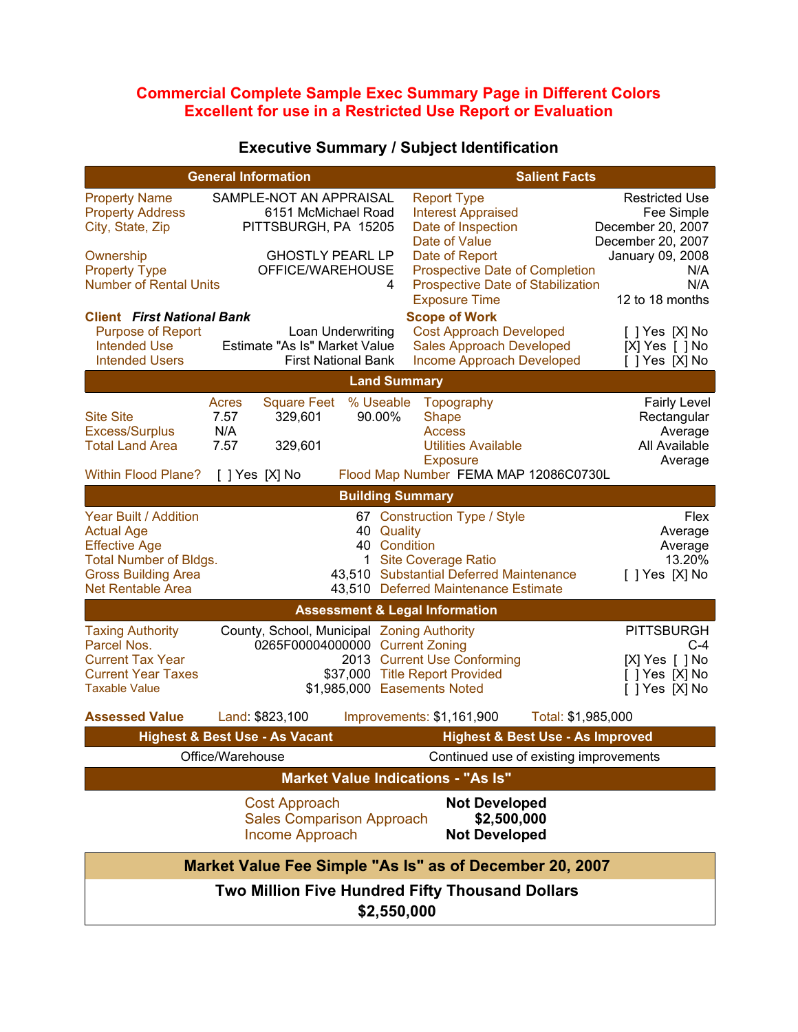# Commercial Complete Sample Exec Summary Page in Different Colors
# Excellent for use in a Restricted Use Report or Evaluation

## Executive Summary / Subject Identification

| General Information | | Salient Facts | |
|---|---|---|---|
| Property Name | SAMPLE-NOT AN APPRAISAL | Report Type | Restricted Use |
| Property Address | 6151 McMichael Road | Interest Appraised | Fee Simple |
| City, State, Zip | PITTSBURGH, PA 15205 | Date of Inspection | December 20, 2007 |
| | | Date of Value | December 20, 2007 |
| Ownership | GHOSTLY PEARL LP | Date of Report | January 09, 2008 |
| Property Type | OFFICE/WAREHOUSE | Prospective Date of Completion | N/A |
| Number of Rental Units | 4 | Prospective Date of Stabilization | N/A |
| | | Exposure Time | 12 to 18 months |
| **Client** ***First National Bank*** | | **Scope of Work** | |
| Purpose of Report | Loan Underwriting | Cost Approach Developed | [ ] Yes [X] No |
| Intended Use | Estimate "As Is" Market Value | Sales Approach Developed | [X] Yes [ ] No |
| Intended Users | First National Bank | Income Approach Developed | [ ] Yes [X] No |

### Land Summary

| | Acres | Square Feet | % Useable | | |
|---|---|---|---|---|---|
| | | | | Topography | Fairly Level |
| Site Site | 7.57 | 329,601 | 90.00% | Shape | Rectangular |
| Excess/Surplus | N/A | | | Access | Average |
| Total Land Area | 7.57 | 329,601 | | Utilities Available | All Available |
| | | | | Exposure | Average |

Within Flood Plane? [ ] Yes [X] No     Flood Map Number FEMA MAP 12086C0730L

### Building Summary

| | | | |
|---|---|---|---|
| Year Built / Addition | 67 | Construction Type / Style | Flex |
| Actual Age | 40 | Quality | Average |
| Effective Age | 40 | Condition | Average |
| Total Number of Bldgs. | 1 | Site Coverage Ratio | 13.20% |
| Gross Building Area | 43,510 | Substantial Deferred Maintenance | [ ] Yes [X] No |
| Net Rentable Area | 43,510 | Deferred Maintenance Estimate | |

### Assessment & Legal Information

| | | | |
|---|---|---|---|
| Taxing Authority | County, School, Municipal | Zoning Authority | PITTSBURGH |
| Parcel Nos. | 0265F00004000000 | Current Zoning | C-4 |
| Current Tax Year | 2013 | Current Use Conforming | [X] Yes [ ] No |
| Current Year Taxes | $37,000 | Title Report Provided | [ ] Yes [X] No |
| Taxable Value | $1,985,000 | Easements Noted | [ ] Yes [X] No |

**Assessed Value**     Land: $823,100     Improvements: $1,161,900     Total: $1,985,000

| Highest & Best Use - As Vacant | Highest & Best Use - As Improved |
|---|---|
| Office/Warehouse | Continued use of existing improvements |

### Market Value Indications - "As Is"

| | |
|---|---|
| Cost Approach | **Not Developed** |
| Sales Comparison Approach | **$2,500,000** |
| Income Approach | **Not Developed** |

### Market Value Fee Simple "As Is" as of December 20, 2007

**Two Million Five Hundred Fifty Thousand Dollars**

**$2,550,000**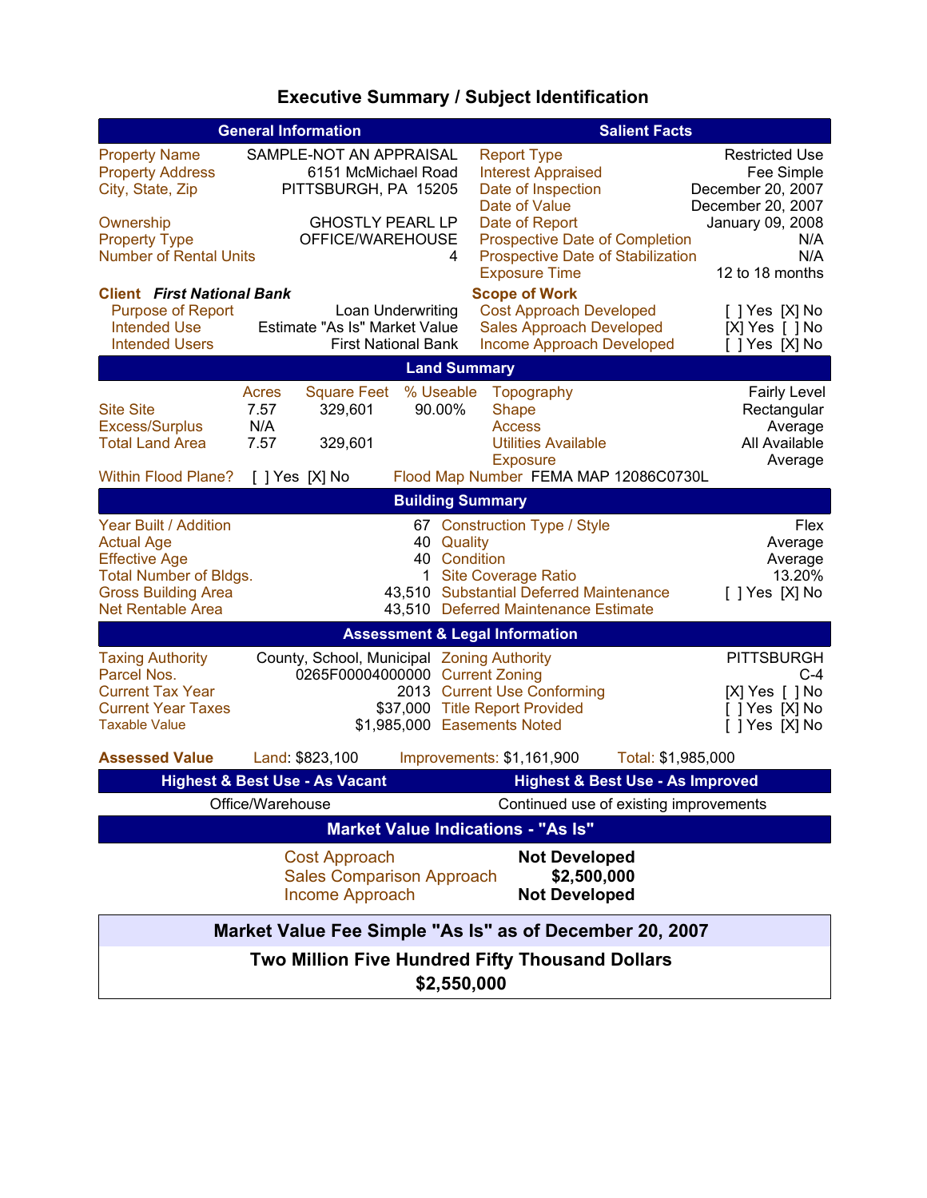# Executive Summary / Subject Identification

| General Information | | Salient Facts | |
|---|---|---|---|
| Property Name | SAMPLE-NOT AN APPRAISAL | Report Type | Restricted Use |
| Property Address | 6151 McMichael Road | Interest Appraised | Fee Simple |
| City, State, Zip | PITTSBURGH, PA 15205 | Date of Inspection | December 20, 2007 |
| | | Date of Value | December 20, 2007 |
| Ownership | GHOSTLY PEARL LP | Date of Report | January 09, 2008 |
| Property Type | OFFICE/WAREHOUSE | Prospective Date of Completion | N/A |
| Number of Rental Units | 4 | Prospective Date of Stabilization | N/A |
| | | Exposure Time | 12 to 18 months |
| **Client** ***First National Bank*** | | **Scope of Work** | |
| Purpose of Report | Loan Underwriting | Cost Approach Developed | [ ] Yes [X] No |
| Intended Use | Estimate "As Is" Market Value | Sales Approach Developed | [X] Yes [ ] No |
| Intended Users | First National Bank | Income Approach Developed | [ ] Yes [X] No |

## Land Summary

| | Acres | Square Feet | % Useable | | |
|---|---|---|---|---|---|
| | | | | Topography | Fairly Level |
| Site Site | 7.57 | 329,601 | 90.00% | Shape | Rectangular |
| Excess/Surplus | N/A | | | Access | Average |
| Total Land Area | 7.57 | 329,601 | | Utilities Available | All Available |
| | | | | Exposure | Average |

Within Flood Plane? [ ] Yes [X] No Flood Map Number FEMA MAP 12086C0730L

## Building Summary

| | | | |
|---|---|---|---|
| Year Built / Addition | 67 | Construction Type / Style | Flex |
| Actual Age | 40 | Quality | Average |
| Effective Age | 40 | Condition | Average |
| Total Number of Bldgs. | 1 | Site Coverage Ratio | 13.20% |
| Gross Building Area | 43,510 | Substantial Deferred Maintenance | [ ] Yes [X] No |
| Net Rentable Area | 43,510 | Deferred Maintenance Estimate | |

## Assessment & Legal Information

| | | | |
|---|---|---|---|
| Taxing Authority | County, School, Municipal | Zoning Authority | PITTSBURGH |
| Parcel Nos. | 0265F00004000000 | Current Zoning | C-4 |
| Current Tax Year | 2013 | Current Use Conforming | [X] Yes [ ] No |
| Current Year Taxes | $37,000 | Title Report Provided | [ ] Yes [X] No |
| Taxable Value | $1,985,000 | Easements Noted | [ ] Yes [X] No |

**Assessed Value** Land: $823,100 Improvements: $1,161,900 Total: $1,985,000

| Highest & Best Use - As Vacant | Highest & Best Use - As Improved |
|---|---|
| Office/Warehouse | Continued use of existing improvements |

## Market Value Indications - "As Is"

| | |
|---|---|
| Cost Approach | **Not Developed** |
| Sales Comparison Approach | **$2,500,000** |
| Income Approach | **Not Developed** |

**Market Value Fee Simple "As Is" as of December 20, 2007**

**Two Million Five Hundred Fifty Thousand Dollars**

**$2,550,000**